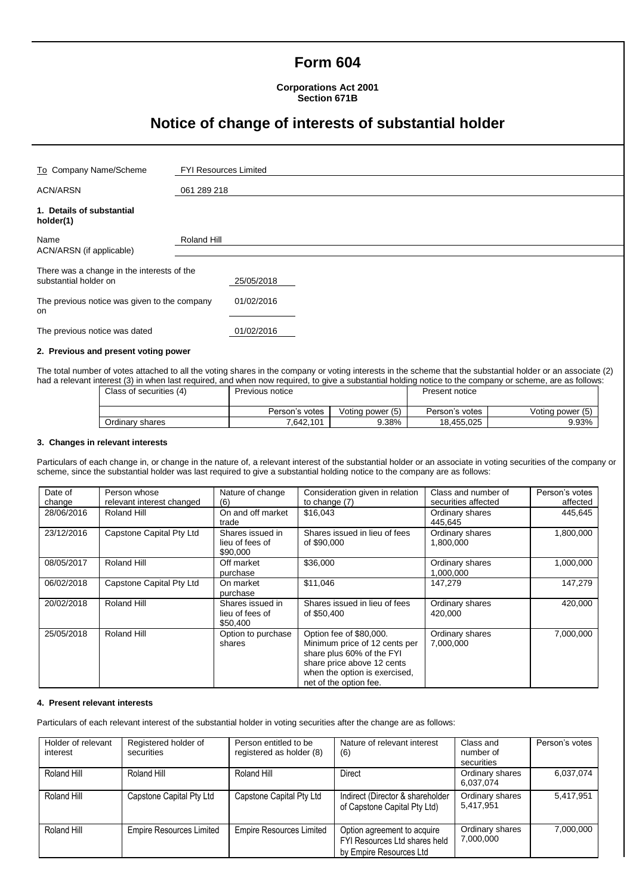# Form 604

**Corporations Act 2001**
**Section 671B**

## Notice of change of interests of substantial holder

| | |
|---|---|
| To Company Name/Scheme | FYI Resources Limited |
| ACN/ARSN | 061 289 218 |

**1. Details of substantial holder(1)**

| | |
|---|---|
| Name | Roland Hill |
| ACN/ARSN (if applicable) | |

| | |
|---|---|
| There was a change in the interests of the substantial holder on | 25/05/2018 |
| The previous notice was given to the company on | 01/02/2016 |
| The previous notice was dated | 01/02/2016 |

**2. Previous and present voting power**

The total number of votes attached to all the voting shares in the company or voting interests in the scheme that the substantial holder or an associate (2) had a relevant interest (3) in when last required, and when now required, to give a substantial holding notice to the company or scheme, are as follows:

| Class of securities (4) | Previous notice | | Present notice | |
|---|---|---|---|---|
| | Person's votes | Voting power (5) | Person's votes | Voting power (5) |
| Ordinary shares | 7,642,101 | 9.38% | 18,455,025 | 9.93% |

**3. Changes in relevant interests**

Particulars of each change in, or change in the nature of, a relevant interest of the substantial holder or an associate in voting securities of the company or scheme, since the substantial holder was last required to give a substantial holding notice to the company are as follows:

| Date of change | Person whose relevant interest changed | Nature of change (6) | Consideration given in relation to change (7) | Class and number of securities affected | Person's votes affected |
|---|---|---|---|---|---|
| 28/06/2016 | Roland Hill | On and off market trade | $16,043 | Ordinary shares 445,645 | 445,645 |
| 23/12/2016 | Capstone Capital Pty Ltd | Shares issued in lieu of fees of $90,000 | Shares issued in lieu of fees of $90,000 | Ordinary shares 1,800,000 | 1,800,000 |
| 08/05/2017 | Roland Hill | Off market purchase | $36,000 | Ordinary shares 1,000,000 | 1,000,000 |
| 06/02/2018 | Capstone Capital Pty Ltd | On market purchase | $11,046 | 147,279 | 147,279 |
| 20/02/2018 | Roland Hill | Shares issued in lieu of fees of $50,400 | Shares issued in lieu of fees of $50,400 | Ordinary shares 420,000 | 420,000 |
| 25/05/2018 | Roland Hill | Option to purchase shares | Option fee of $80,000. Minimum price of 12 cents per share plus 60% of the FYI share price above 12 cents when the option is exercised, net of the option fee. | Ordinary shares 7,000,000 | 7,000,000 |

**4. Present relevant interests**

Particulars of each relevant interest of the substantial holder in voting securities after the change are as follows:

| Holder of relevant interest | Registered holder of securities | Person entitled to be registered as holder (8) | Nature of relevant interest (6) | Class and number of securities | Person's votes |
|---|---|---|---|---|---|
| Roland Hill | Roland Hill | Roland Hill | Direct | Ordinary shares 6,037,074 | 6,037,074 |
| Roland Hill | Capstone Capital Pty Ltd | Capstone Capital Pty Ltd | Indirect (Director & shareholder of Capstone Capital Pty Ltd) | Ordinary shares 5,417,951 | 5,417,951 |
| Roland Hill | Empire Resources Limited | Empire Resources Limited | Option agreement to acquire FYI Resources Ltd shares held by Empire Resources Ltd | Ordinary shares 7,000,000 | 7,000,000 |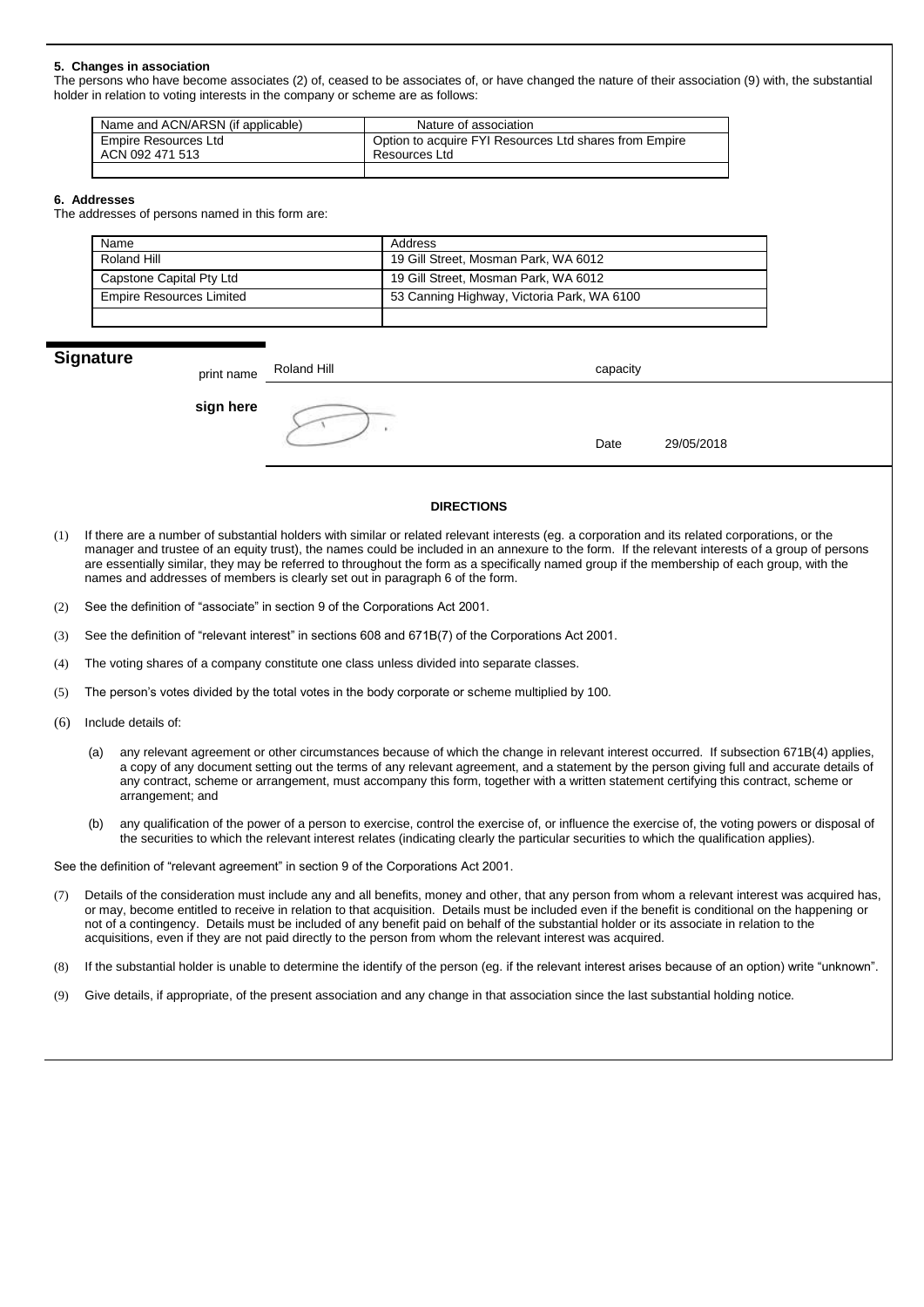**5. Changes in association**

The persons who have become associates (2) of, ceased to be associates of, or have changed the nature of their association (9) with, the substantial holder in relation to voting interests in the company or scheme are as follows:

| Name and ACN/ARSN (if applicable) | Nature of association |
|---|---|
| Empire Resources Ltd ACN 092 471 513 | Option to acquire FYI Resources Ltd shares from Empire Resources Ltd |
| | |

**6. Addresses**

The addresses of persons named in this form are:

| Name | Address |
|---|---|
| Roland Hill | 19 Gill Street, Mosman Park, WA 6012 |
| Capstone Capital Pty Ltd | 19 Gill Street, Mosman Park, WA 6012 |
| Empire Resources Limited | 53 Canning Highway, Victoria Park, WA 6100 |
| | |

## Signature

print name Roland Hill capacity

**sign here**

Date 29/05/2018

**DIRECTIONS**

(1) If there are a number of substantial holders with similar or related relevant interests (eg. a corporation and its related corporations, or the manager and trustee of an equity trust), the names could be included in an annexure to the form. If the relevant interests of a group of persons are essentially similar, they may be referred to throughout the form as a specifically named group if the membership of each group, with the names and addresses of members is clearly set out in paragraph 6 of the form.

(2) See the definition of "associate" in section 9 of the Corporations Act 2001.

(3) See the definition of "relevant interest" in sections 608 and 671B(7) of the Corporations Act 2001.

(4) The voting shares of a company constitute one class unless divided into separate classes.

(5) The person's votes divided by the total votes in the body corporate or scheme multiplied by 100.

(6) Include details of:

(a) any relevant agreement or other circumstances because of which the change in relevant interest occurred. If subsection 671B(4) applies, a copy of any document setting out the terms of any relevant agreement, and a statement by the person giving full and accurate details of any contract, scheme or arrangement, must accompany this form, together with a written statement certifying this contract, scheme or arrangement; and

(b) any qualification of the power of a person to exercise, control the exercise of, or influence the exercise of, the voting powers or disposal of the securities to which the relevant interest relates (indicating clearly the particular securities to which the qualification applies).

See the definition of "relevant agreement" in section 9 of the Corporations Act 2001.

(7) Details of the consideration must include any and all benefits, money and other, that any person from whom a relevant interest was acquired has, or may, become entitled to receive in relation to that acquisition. Details must be included even if the benefit is conditional on the happening or not of a contingency. Details must be included of any benefit paid on behalf of the substantial holder or its associate in relation to the acquisitions, even if they are not paid directly to the person from whom the relevant interest was acquired.

(8) If the substantial holder is unable to determine the identify of the person (eg. if the relevant interest arises because of an option) write "unknown".

(9) Give details, if appropriate, of the present association and any change in that association since the last substantial holding notice.